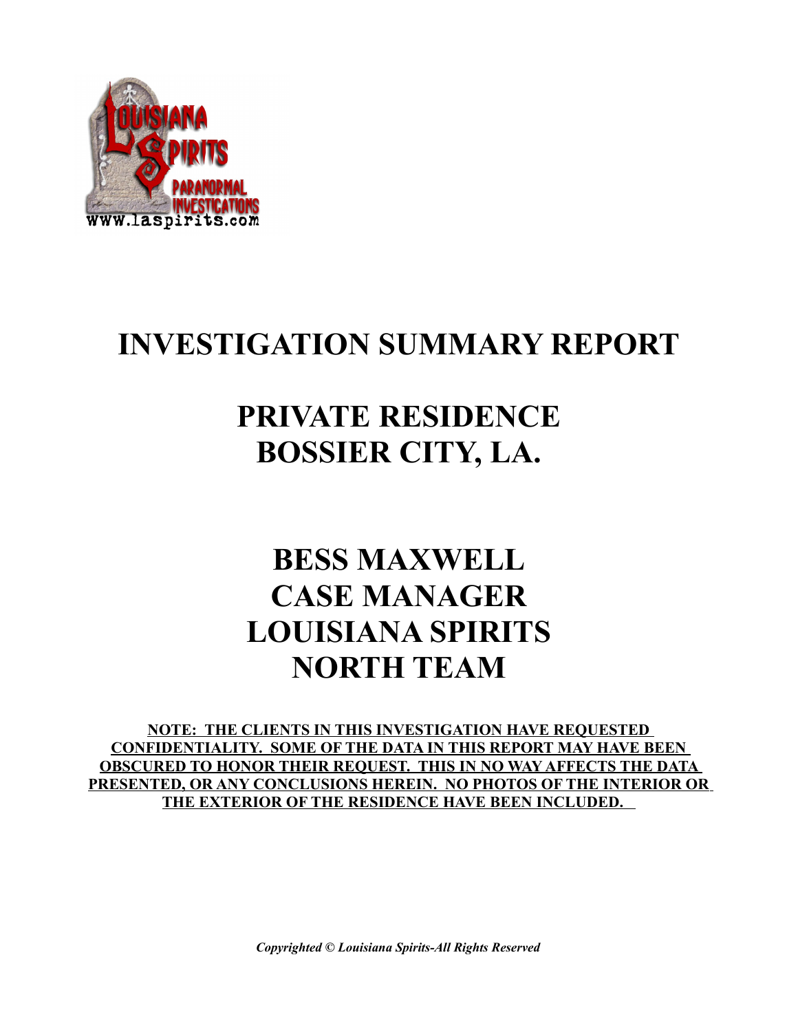# INVESTIGATION SUMMARY REPORT

## PRIVATE RESIDENCE
## BOSSIER CITY, LA.

## BESS MAXWELL
## CASE MANAGER
## LOUISIANA SPIRITS
## NORTH TEAM

**NOTE: THE CLIENTS IN THIS INVESTIGATION HAVE REQUESTED CONFIDENTIALITY. SOME OF THE DATA IN THIS REPORT MAY HAVE BEEN OBSCURED TO HONOR THEIR REQUEST. THIS IN NO WAY AFFECTS THE DATA PRESENTED, OR ANY CONCLUSIONS HEREIN. NO PHOTOS OF THE INTERIOR OR THE EXTERIOR OF THE RESIDENCE HAVE BEEN INCLUDED.**

***Copyrighted © Louisiana Spirits-All Rights Reserved***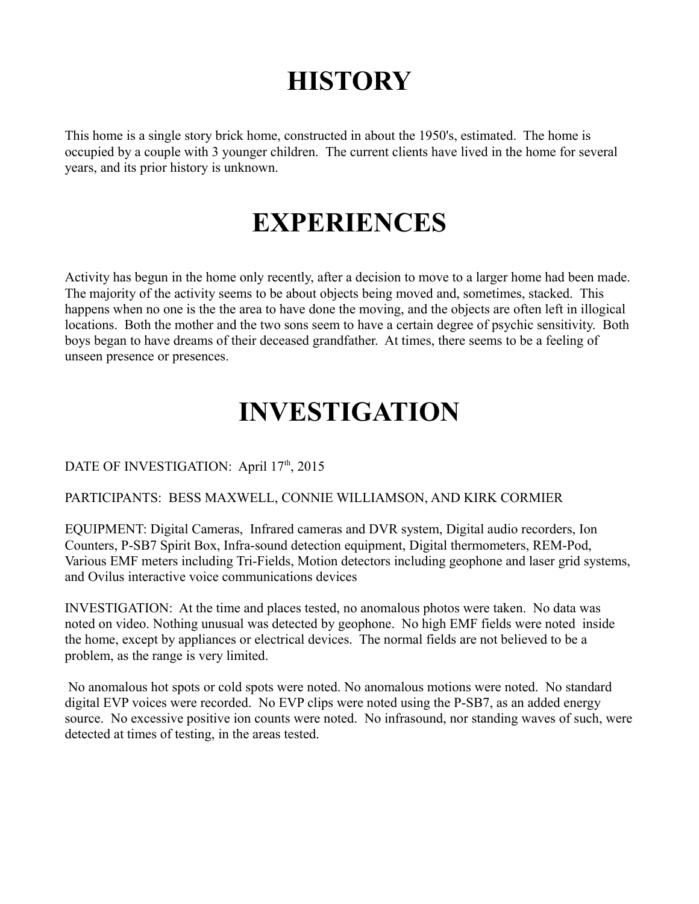# HISTORY

This home is a single story brick home, constructed in about the 1950's, estimated. The home is occupied by a couple with 3 younger children. The current clients have lived in the home for several years, and its prior history is unknown.

# EXPERIENCES

Activity has begun in the home only recently, after a decision to move to a larger home had been made. The majority of the activity seems to be about objects being moved and, sometimes, stacked. This happens when no one is the the area to have done the moving, and the objects are often left in illogical locations. Both the mother and the two sons seem to have a certain degree of psychic sensitivity. Both boys began to have dreams of their deceased grandfather. At times, there seems to be a feeling of unseen presence or presences.

# INVESTIGATION

DATE OF INVESTIGATION: April 17th, 2015

PARTICIPANTS: BESS MAXWELL, CONNIE WILLIAMSON, AND KIRK CORMIER

EQUIPMENT: Digital Cameras, Infrared cameras and DVR system, Digital audio recorders, Ion Counters, P-SB7 Spirit Box, Infra-sound detection equipment, Digital thermometers, REM-Pod, Various EMF meters including Tri-Fields, Motion detectors including geophone and laser grid systems, and Ovilus interactive voice communications devices

INVESTIGATION: At the time and places tested, no anomalous photos were taken. No data was noted on video. Nothing unusual was detected by geophone. No high EMF fields were noted inside the home, except by appliances or electrical devices. The normal fields are not believed to be a problem, as the range is very limited.

No anomalous hot spots or cold spots were noted. No anomalous motions were noted. No standard digital EVP voices were recorded. No EVP clips were noted using the P-SB7, as an added energy source. No excessive positive ion counts were noted. No infrasound, nor standing waves of such, were detected at times of testing, in the areas tested.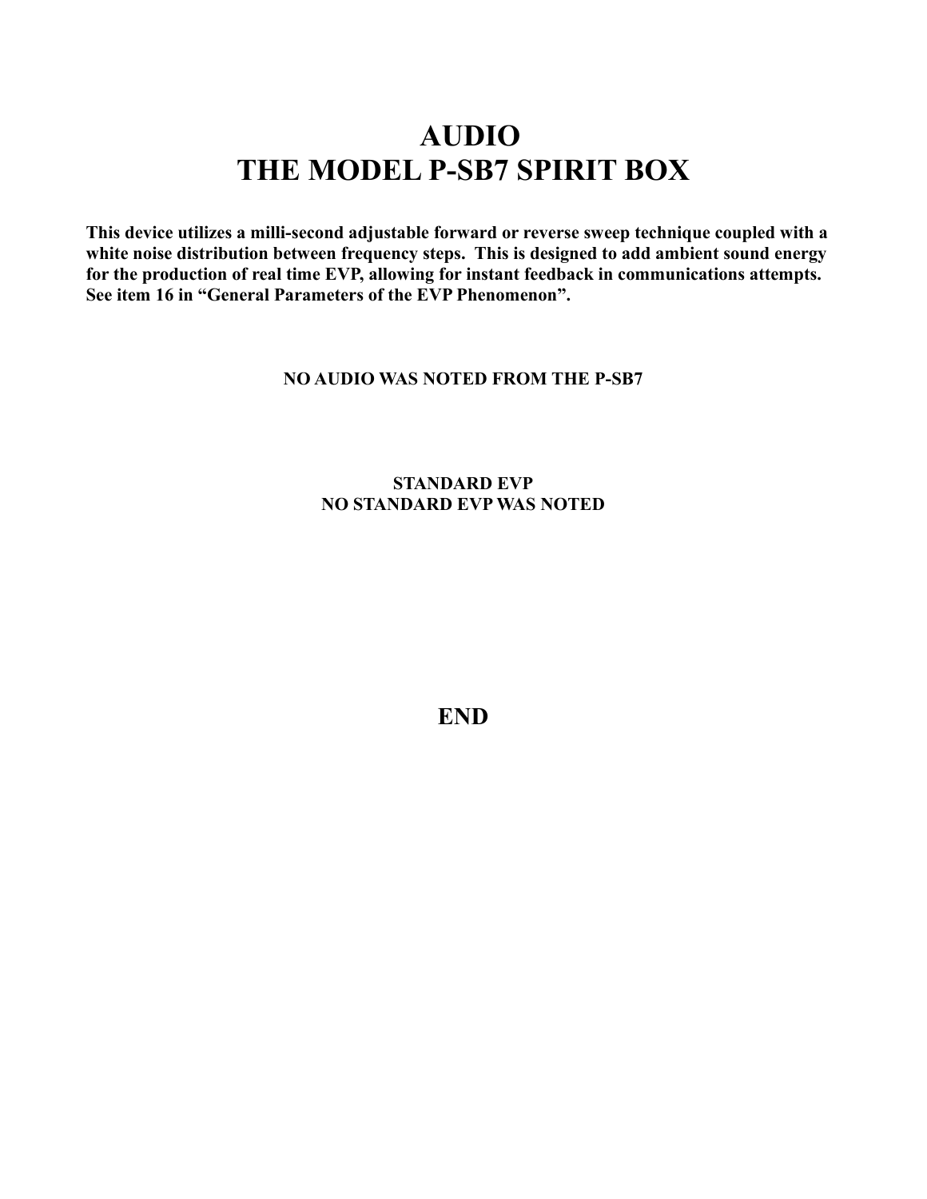# AUDIO
# THE MODEL P-SB7 SPIRIT BOX

**This device utilizes a milli-second adjustable forward or reverse sweep technique coupled with a white noise distribution between frequency steps. This is designed to add ambient sound energy for the production of real time EVP, allowing for instant feedback in communications attempts. See item 16 in "General Parameters of the EVP Phenomenon".**

**NO AUDIO WAS NOTED FROM THE P-SB7**

**STANDARD EVP**
**NO STANDARD EVP WAS NOTED**

## END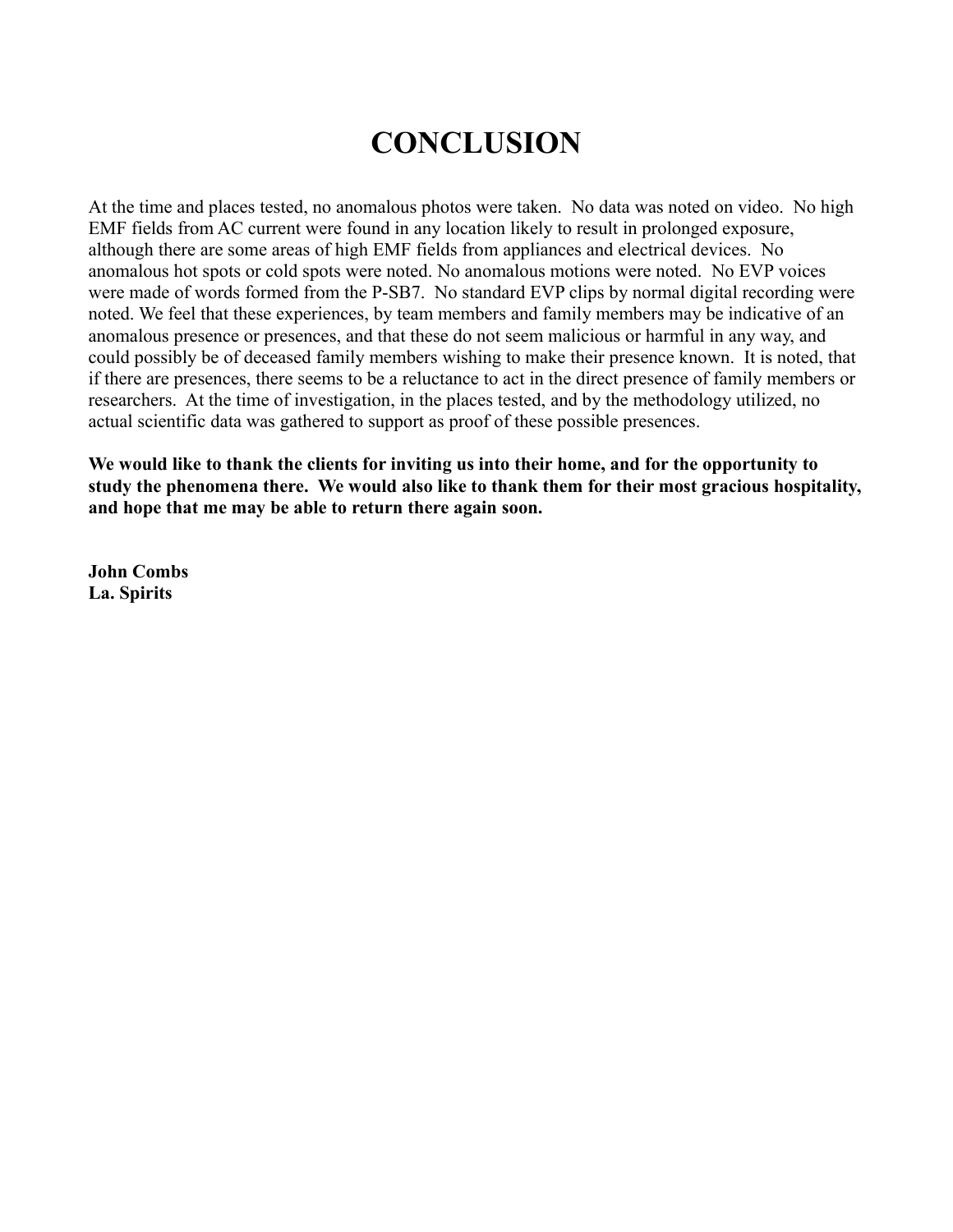# CONCLUSION

At the time and places tested, no anomalous photos were taken. No data was noted on video. No high EMF fields from AC current were found in any location likely to result in prolonged exposure, although there are some areas of high EMF fields from appliances and electrical devices. No anomalous hot spots or cold spots were noted. No anomalous motions were noted. No EVP voices were made of words formed from the P-SB7. No standard EVP clips by normal digital recording were noted. We feel that these experiences, by team members and family members may be indicative of an anomalous presence or presences, and that these do not seem malicious or harmful in any way, and could possibly be of deceased family members wishing to make their presence known. It is noted, that if there are presences, there seems to be a reluctance to act in the direct presence of family members or researchers. At the time of investigation, in the places tested, and by the methodology utilized, no actual scientific data was gathered to support as proof of these possible presences.

**We would like to thank the clients for inviting us into their home, and for the opportunity to study the phenomena there. We would also like to thank them for their most gracious hospitality, and hope that me may be able to return there again soon.**

**John Combs**
**La. Spirits**